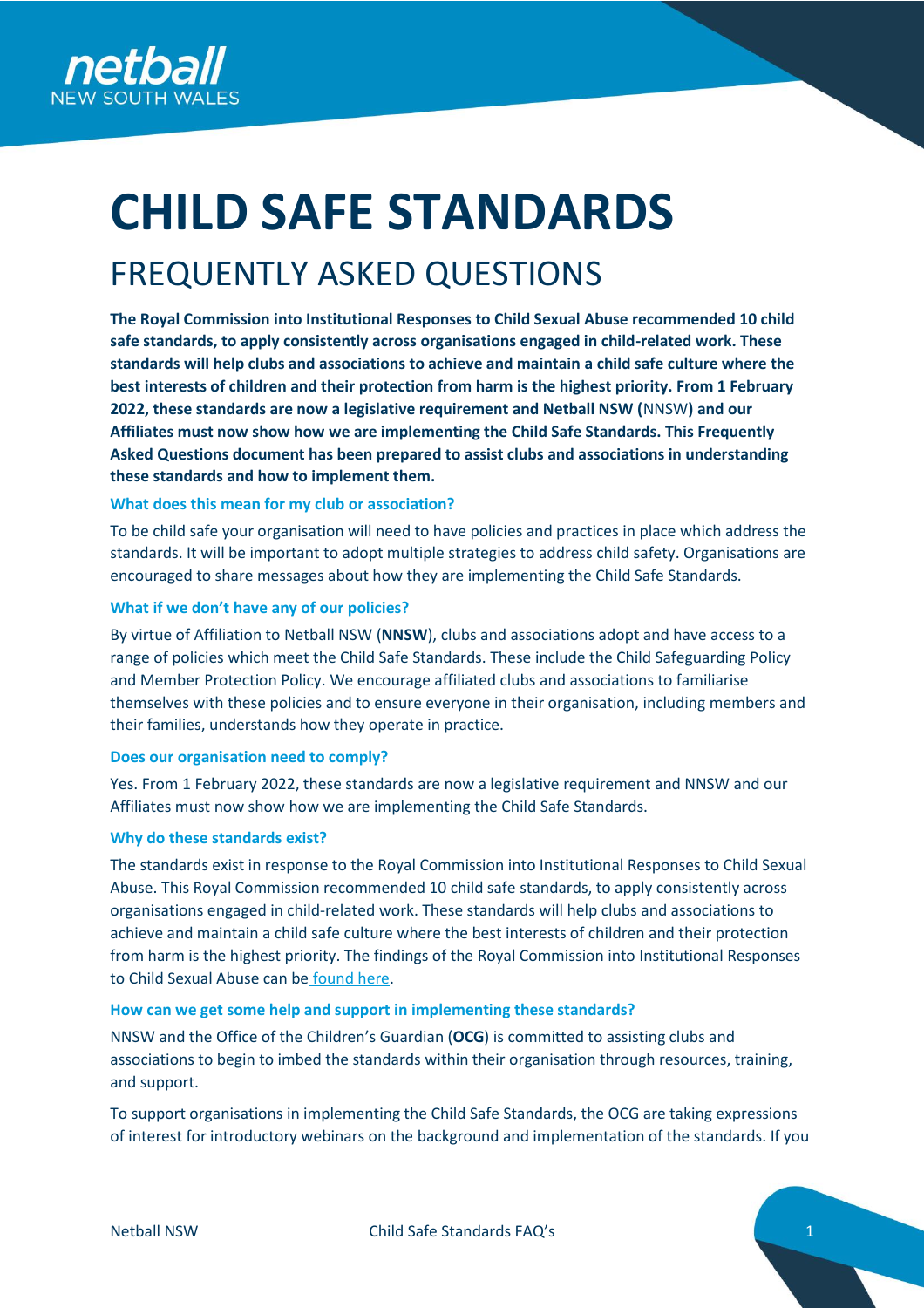# CHILD SAFE STANDARDS

## FREQUENTLY ASKED QUESTIONS

**The Royal Commission into Institutional Responses to Child Sexual Abuse recommended 10 child safe standards, to apply consistently across organisations engaged in child-related work. These standards will help clubs and associations to achieve and maintain a child safe culture where the best interests of children and their protection from harm is the highest priority. From 1 February 2022, these standards are now a legislative requirement and Netball NSW (**NNSW**) and our Affiliates must now show how we are implementing the Child Safe Standards. This Frequently Asked Questions document has been prepared to assist clubs and associations in understanding these standards and how to implement them.**

#### What does this mean for my club or association?

To be child safe your organisation will need to have policies and practices in place which address the standards. It will be important to adopt multiple strategies to address child safety. Organisations are encouraged to share messages about how they are implementing the Child Safe Standards.

#### What if we don't have any of our policies?

By virtue of Affiliation to Netball NSW (**NNSW**), clubs and associations adopt and have access to a range of policies which meet the Child Safe Standards. These include the Child Safeguarding Policy and Member Protection Policy. We encourage affiliated clubs and associations to familiarise themselves with these policies and to ensure everyone in their organisation, including members and their families, understands how they operate in practice.

#### Does our organisation need to comply?

Yes. From 1 February 2022, these standards are now a legislative requirement and NNSW and our Affiliates must now show how we are implementing the Child Safe Standards.

#### Why do these standards exist?

The standards exist in response to the Royal Commission into Institutional Responses to Child Sexual Abuse. This Royal Commission recommended 10 child safe standards, to apply consistently across organisations engaged in child-related work. These standards will help clubs and associations to achieve and maintain a child safe culture where the best interests of children and their protection from harm is the highest priority. The findings of the Royal Commission into Institutional Responses to Child Sexual Abuse can be found here.

#### How can we get some help and support in implementing these standards?

NNSW and the Office of the Children's Guardian (**OCG**) is committed to assisting clubs and associations to begin to imbed the standards within their organisation through resources, training, and support.

To support organisations in implementing the Child Safe Standards, the OCG are taking expressions of interest for introductory webinars on the background and implementation of the standards. If you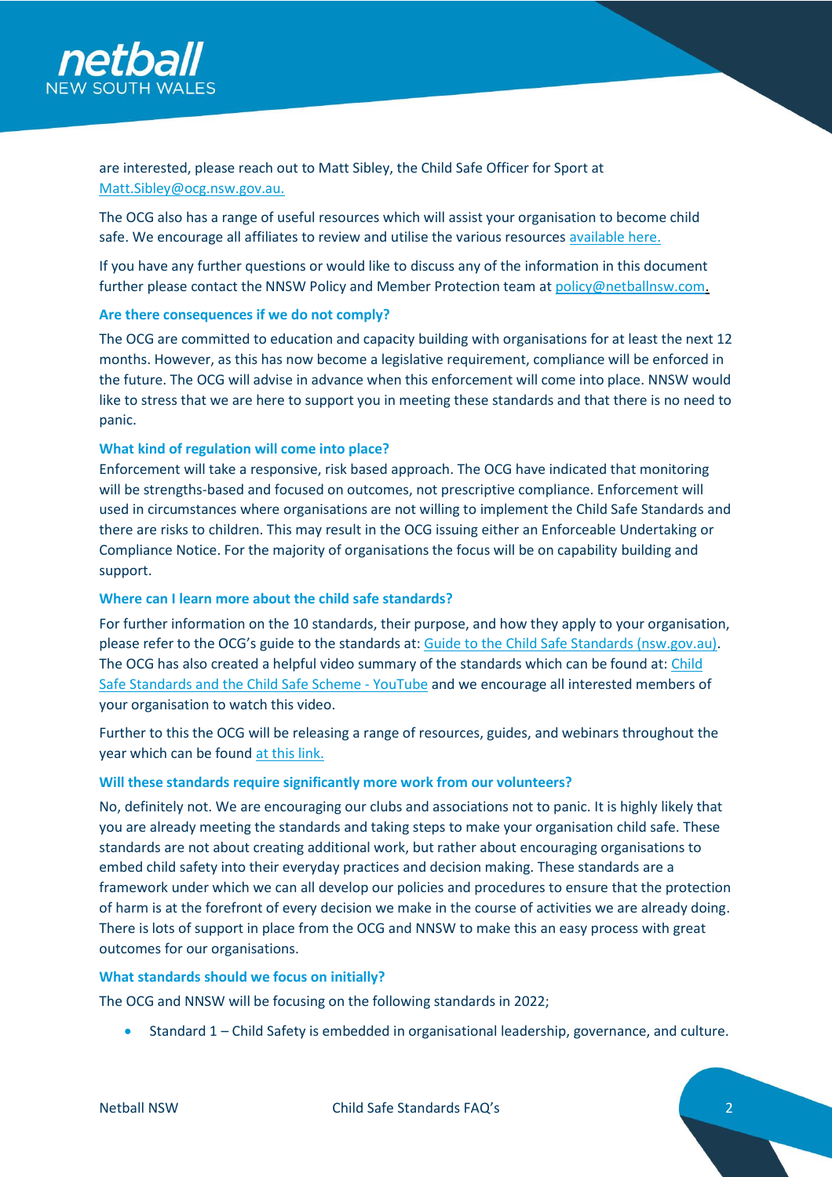are interested, please reach out to Matt Sibley, the Child Safe Officer for Sport at Matt.Sibley@ocg.nsw.gov.au.

The OCG also has a range of useful resources which will assist your organisation to become child safe. We encourage all affiliates to review and utilise the various resources available here.

If you have any further questions or would like to discuss any of the information in this document further please contact the NNSW Policy and Member Protection team at policy@netballnsw.com.

### Are there consequences if we do not comply?

The OCG are committed to education and capacity building with organisations for at least the next 12 months. However, as this has now become a legislative requirement, compliance will be enforced in the future. The OCG will advise in advance when this enforcement will come into place. NNSW would like to stress that we are here to support you in meeting these standards and that there is no need to panic.

### What kind of regulation will come into place?

Enforcement will take a responsive, risk based approach. The OCG have indicated that monitoring will be strengths-based and focused on outcomes, not prescriptive compliance. Enforcement will used in circumstances where organisations are not willing to implement the Child Safe Standards and there are risks to children. This may result in the OCG issuing either an Enforceable Undertaking or Compliance Notice. For the majority of organisations the focus will be on capability building and support.

### Where can I learn more about the child safe standards?

For further information on the 10 standards, their purpose, and how they apply to your organisation, please refer to the OCG's guide to the standards at: Guide to the Child Safe Standards (nsw.gov.au). The OCG has also created a helpful video summary of the standards which can be found at: Child Safe Standards and the Child Safe Scheme - YouTube and we encourage all interested members of your organisation to watch this video.

Further to this the OCG will be releasing a range of resources, guides, and webinars throughout the year which can be found at this link.

### Will these standards require significantly more work from our volunteers?

No, definitely not. We are encouraging our clubs and associations not to panic. It is highly likely that you are already meeting the standards and taking steps to make your organisation child safe. These standards are not about creating additional work, but rather about encouraging organisations to embed child safety into their everyday practices and decision making. These standards are a framework under which we can all develop our policies and procedures to ensure that the protection of harm is at the forefront of every decision we make in the course of activities we are already doing. There is lots of support in place from the OCG and NNSW to make this an easy process with great outcomes for our organisations.

### What standards should we focus on initially?

The OCG and NNSW will be focusing on the following standards in 2022;

- Standard 1 – Child Safety is embedded in organisational leadership, governance, and culture.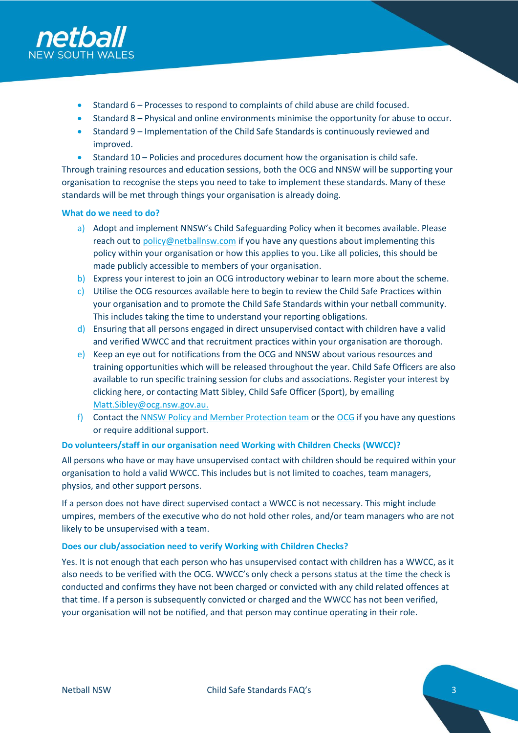- Standard 6 – Processes to respond to complaints of child abuse are child focused.
- Standard 8 – Physical and online environments minimise the opportunity for abuse to occur.
- Standard 9 – Implementation of the Child Safe Standards is continuously reviewed and improved.
- Standard 10 – Policies and procedures document how the organisation is child safe.

Through training resources and education sessions, both the OCG and NNSW will be supporting your organisation to recognise the steps you need to take to implement these standards. Many of these standards will be met through things your organisation is already doing.

### What do we need to do?

a) Adopt and implement NNSW's Child Safeguarding Policy when it becomes available. Please reach out to policy@netballnsw.com if you have any questions about implementing this policy within your organisation or how this applies to you. Like all policies, this should be made publicly accessible to members of your organisation.

b) Express your interest to join an OCG introductory webinar to learn more about the scheme.

c) Utilise the OCG resources available here to begin to review the Child Safe Practices within your organisation and to promote the Child Safe Standards within your netball community. This includes taking the time to understand your reporting obligations.

d) Ensuring that all persons engaged in direct unsupervised contact with children have a valid and verified WWCC and that recruitment practices within your organisation are thorough.

e) Keep an eye out for notifications from the OCG and NNSW about various resources and training opportunities which will be released throughout the year. Child Safe Officers are also available to run specific training session for clubs and associations. Register your interest by clicking here, or contacting Matt Sibley, Child Safe Officer (Sport), by emailing Matt.Sibley@ocg.nsw.gov.au.

f) Contact the NNSW Policy and Member Protection team or the OCG if you have any questions or require additional support.

### Do volunteers/staff in our organisation need Working with Children Checks (WWCC)?

All persons who have or may have unsupervised contact with children should be required within your organisation to hold a valid WWCC. This includes but is not limited to coaches, team managers, physios, and other support persons.

If a person does not have direct supervised contact a WWCC is not necessary. This might include umpires, members of the executive who do not hold other roles, and/or team managers who are not likely to be unsupervised with a team.

### Does our club/association need to verify Working with Children Checks?

Yes. It is not enough that each person who has unsupervised contact with children has a WWCC, as it also needs to be verified with the OCG. WWCC's only check a persons status at the time the check is conducted and confirms they have not been charged or convicted with any child related offences at that time. If a person is subsequently convicted or charged and the WWCC has not been verified, your organisation will not be notified, and that person may continue operating in their role.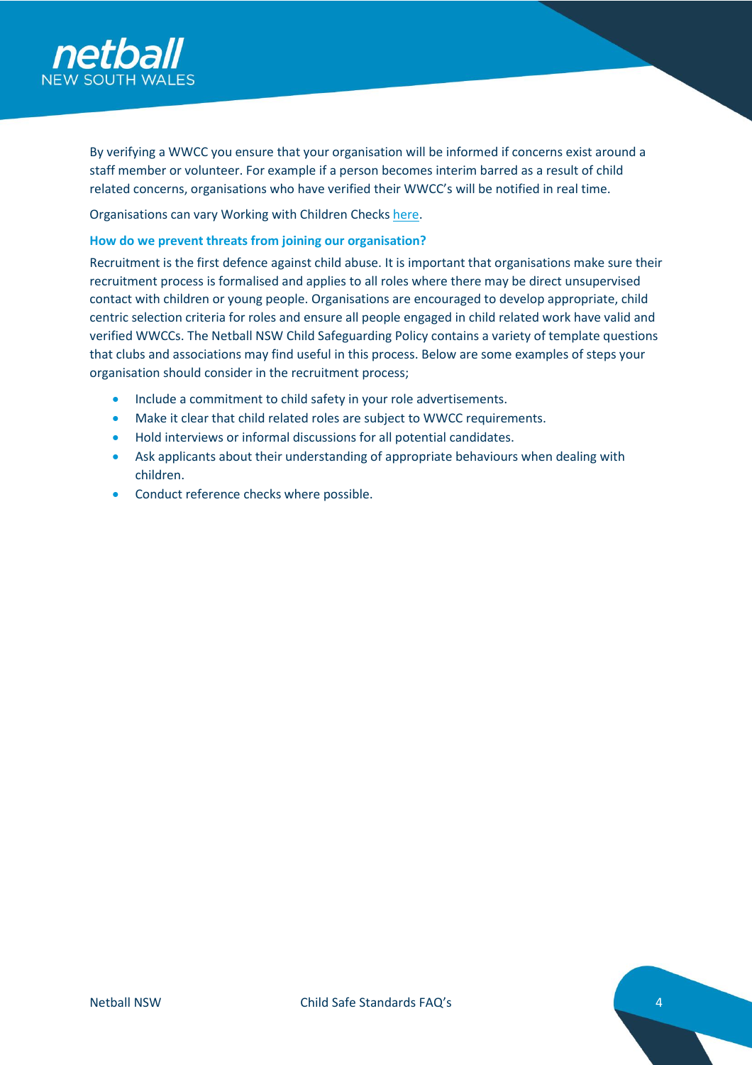By verifying a WWCC you ensure that your organisation will be informed if concerns exist around a staff member or volunteer. For example if a person becomes interim barred as a result of child related concerns, organisations who have verified their WWCC's will be notified in real time.

Organisations can vary Working with Children Checks here.

### How do we prevent threats from joining our organisation?

Recruitment is the first defence against child abuse. It is important that organisations make sure their recruitment process is formalised and applies to all roles where there may be direct unsupervised contact with children or young people. Organisations are encouraged to develop appropriate, child centric selection criteria for roles and ensure all people engaged in child related work have valid and verified WWCCs. The Netball NSW Child Safeguarding Policy contains a variety of template questions that clubs and associations may find useful in this process. Below are some examples of steps your organisation should consider in the recruitment process;

- Include a commitment to child safety in your role advertisements.
- Make it clear that child related roles are subject to WWCC requirements.
- Hold interviews or informal discussions for all potential candidates.
- Ask applicants about their understanding of appropriate behaviours when dealing with children.
- Conduct reference checks where possible.